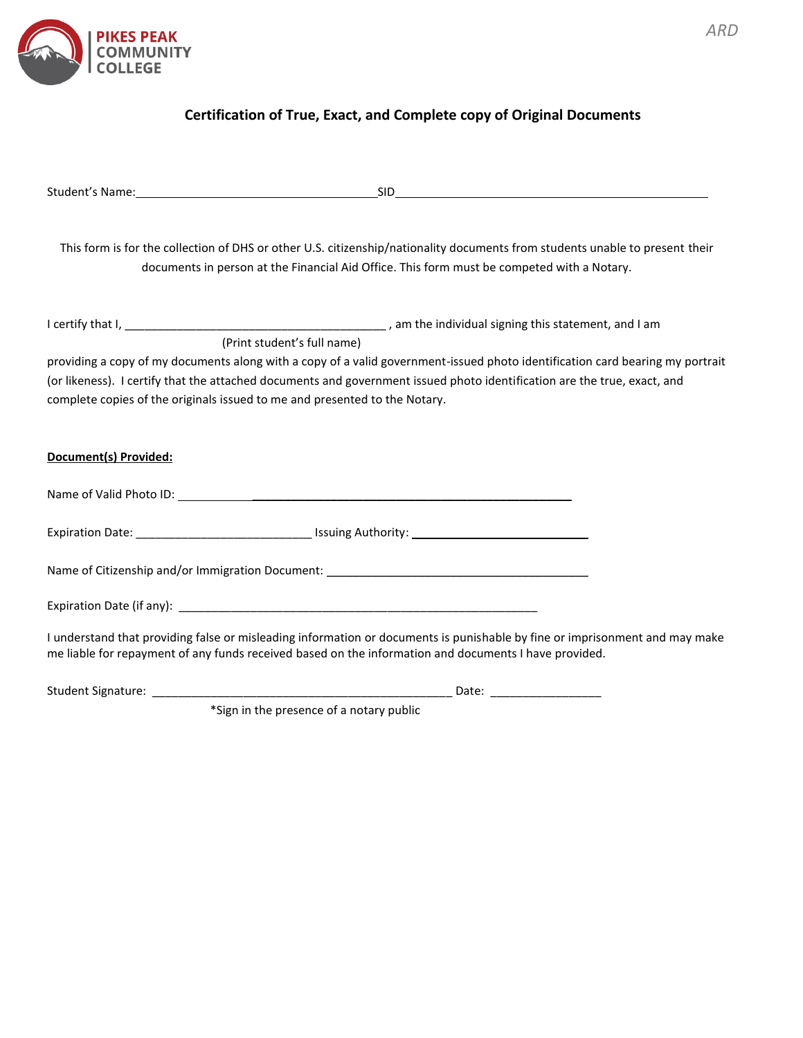PIKES PEAK COMMUNITY COLLEGE

ARD

## Certification of True, Exact, and Complete copy of Original Documents

Student's Name:_______________________________________SID__________________________________________________

This form is for the collection of DHS or other U.S. citizenship/nationality documents from students unable to present their documents in person at the Financial Aid Office. This form must be competed with a Notary.

I certify that I, __________________________________________ , am the individual signing this statement, and I am
(Print student's full name)
providing a copy of my documents along with a copy of a valid government-issued photo identification card bearing my portrait (or likeness). I certify that the attached documents and government issued photo identification are the true, exact, and complete copies of the originals issued to me and presented to the Notary.

**Document(s) Provided:**

Name of Valid Photo ID: ____________________________________________________________

Expiration Date: ___________________________ Issuing Authority: ___________________________

Name of Citizenship and/or Immigration Document: __________________________________________

Expiration Date (if any): ___________________________________________________________

I understand that providing false or misleading information or documents is punishable by fine or imprisonment and may make me liable for repayment of any funds received based on the information and documents I have provided.

Student Signature: ________________________________________________ Date: _________________

*Sign in the presence of a notary public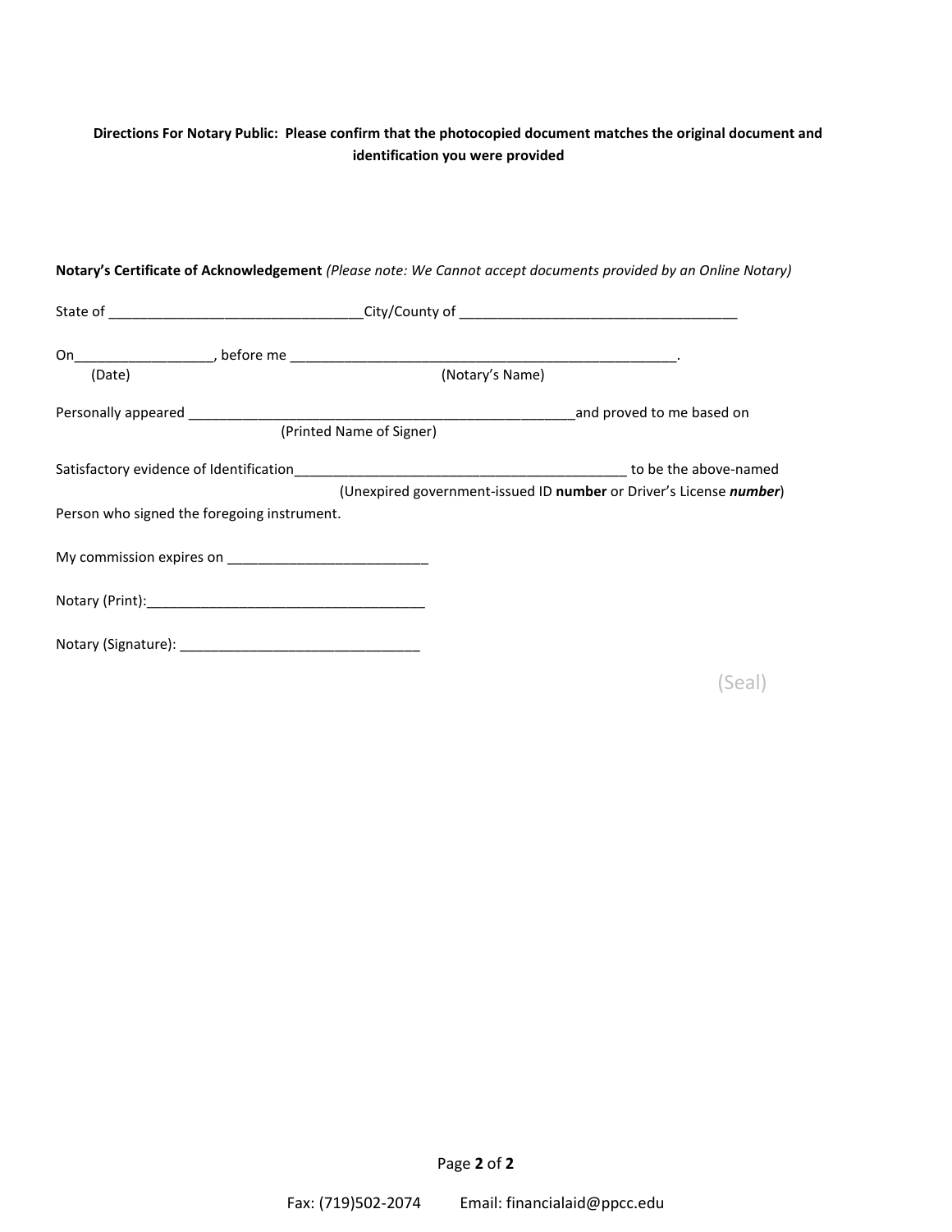**Directions For Notary Public: Please confirm that the photocopied document matches the original document and identification you were provided**

**Notary's Certificate of Acknowledgement** *(Please note: We Cannot accept documents provided by an Online Notary)*

State of ________________________________City/County of ___________________________________

On_________________, before me ___________________________________________________.
(Date) (Notary's Name)

Personally appeared _________________________________________________and proved to me based on
(Printed Name of Signer)

Satisfactory evidence of Identification___________________________________________ to be the above-named
(Unexpired government-issued ID **number** or Driver's License ***number***)

Person who signed the foregoing instrument.

My commission expires on _________________________

Notary (Print):____________________________________

Notary (Signature): _______________________________

(Seal)

Fax: (719)502-2074 Email: financialaid@ppcc.edu